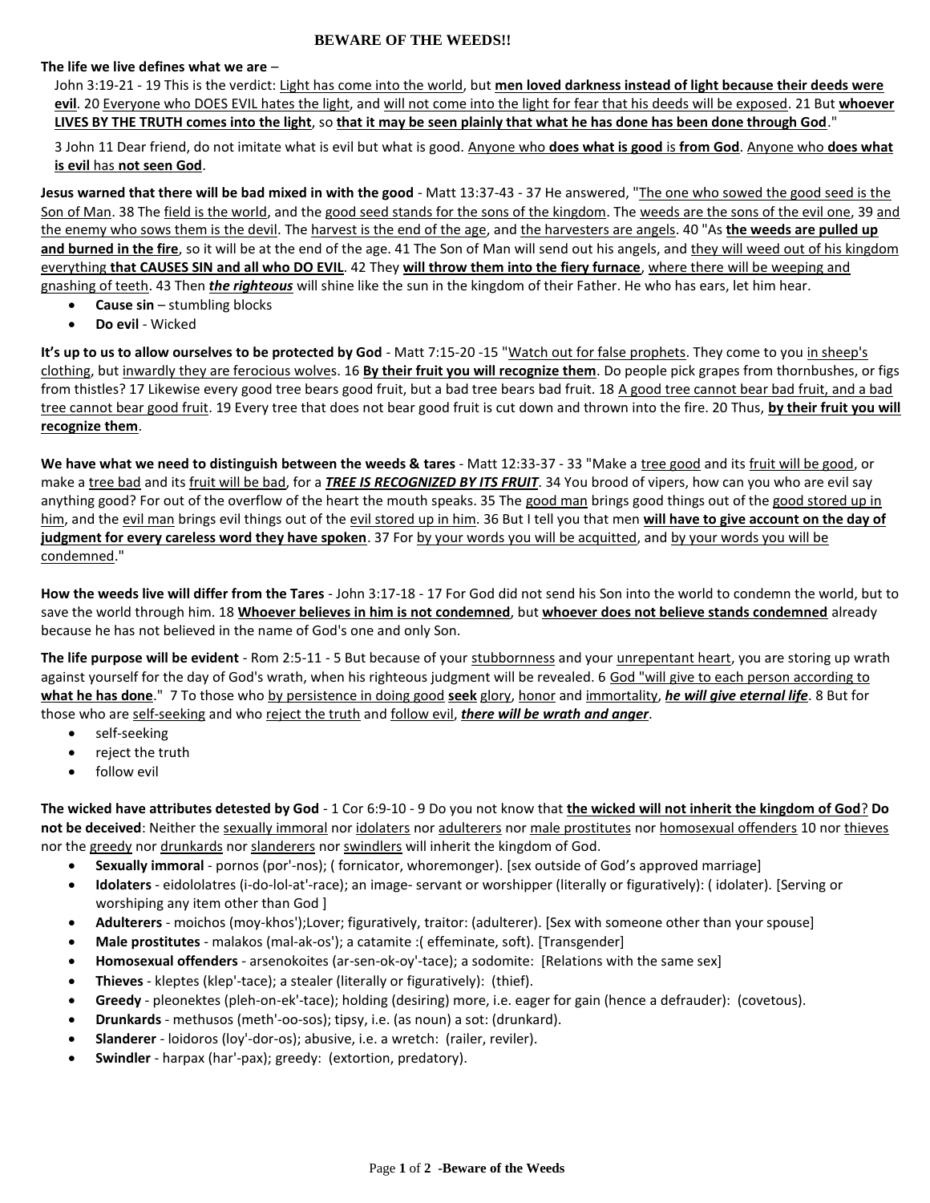# BEWARE OF THE WEEDS!!

**The life we live defines what we are** –

John 3:19-21 - 19 This is the verdict: Light has come into the world, but **men loved darkness instead of light because their deeds were evil**. 20 Everyone who DOES EVIL hates the light, and will not come into the light for fear that his deeds will be exposed. 21 But **whoever LIVES BY THE TRUTH comes into the light**, so **that it may be seen plainly that what he has done has been done through God**."

3 John 11 Dear friend, do not imitate what is evil but what is good. Anyone who **does what is good** is **from God**. Anyone who **does what is evil** has **not seen God**.

**Jesus warned that there will be bad mixed in with the good** - Matt 13:37-43 - 37 He answered, "The one who sowed the good seed is the Son of Man. 38 The field is the world, and the good seed stands for the sons of the kingdom. The weeds are the sons of the evil one, 39 and the enemy who sows them is the devil. The harvest is the end of the age, and the harvesters are angels. 40 "As **the weeds are pulled up and burned in the fire**, so it will be at the end of the age. 41 The Son of Man will send out his angels, and they will weed out of his kingdom everything **that CAUSES SIN and all who DO EVIL**. 42 They **will throw them into the fiery furnace**, where there will be weeping and gnashing of teeth. 43 Then ***the righteous*** will shine like the sun in the kingdom of their Father. He who has ears, let him hear.

- **Cause sin** – stumbling blocks
- **Do evil** - Wicked

**It's up to us to allow ourselves to be protected by God** - Matt 7:15-20 -15 "Watch out for false prophets. They come to you in sheep's clothing, but inwardly they are ferocious wolves. 16 **By their fruit you will recognize them**. Do people pick grapes from thornbushes, or figs from thistles? 17 Likewise every good tree bears good fruit, but a bad tree bears bad fruit. 18 A good tree cannot bear bad fruit, and a bad tree cannot bear good fruit. 19 Every tree that does not bear good fruit is cut down and thrown into the fire. 20 Thus, **by their fruit you will recognize them**.

**We have what we need to distinguish between the weeds & tares** - Matt 12:33-37 - 33 "Make a tree good and its fruit will be good, or make a tree bad and its fruit will be bad, for a ***TREE IS RECOGNIZED BY ITS FRUIT***. 34 You brood of vipers, how can you who are evil say anything good? For out of the overflow of the heart the mouth speaks. 35 The good man brings good things out of the good stored up in him, and the evil man brings evil things out of the evil stored up in him. 36 But I tell you that men **will have to give account on the day of judgment for every careless word they have spoken**. 37 For by your words you will be acquitted, and by your words you will be condemned."

**How the weeds live will differ from the Tares** - John 3:17-18 - 17 For God did not send his Son into the world to condemn the world, but to save the world through him. 18 **Whoever believes in him is not condemned**, but **whoever does not believe stands condemned** already because he has not believed in the name of God's one and only Son.

**The life purpose will be evident** - Rom 2:5-11 - 5 But because of your stubbornness and your unrepentant heart, you are storing up wrath against yourself for the day of God's wrath, when his righteous judgment will be revealed. 6 God "will give to each person according to **what he has done**." 7 To those who by persistence in doing good **seek** glory, honor and immortality, ***he will give eternal life***. 8 But for those who are self-seeking and who reject the truth and follow evil, ***there will be wrath and anger***.

- self-seeking
- reject the truth
- follow evil

**The wicked have attributes detested by God** - 1 Cor 6:9-10 - 9 Do you not know that **the wicked will not inherit the kingdom of God**? **Do not be deceived**: Neither the sexually immoral nor idolaters nor adulterers nor male prostitutes nor homosexual offenders 10 nor thieves nor the greedy nor drunkards nor slanderers nor swindlers will inherit the kingdom of God.

- **Sexually immoral** - pornos (por'-nos); ( fornicator, whoremonger). [sex outside of God's approved marriage]
- **Idolaters** - eidololatres (i-do-lol-at'-race); an image- servant or worshipper (literally or figuratively): ( idolater). [Serving or worshiping any item other than God ]
- **Adulterers** - moichos (moy-khos');Lover; figuratively, traitor: (adulterer). [Sex with someone other than your spouse]
- **Male prostitutes** - malakos (mal-ak-os'); a catamite :( effeminate, soft). [Transgender]
- **Homosexual offenders** - arsenokoites (ar-sen-ok-oy'-tace); a sodomite: [Relations with the same sex]
- **Thieves** - kleptes (klep'-tace); a stealer (literally or figuratively): (thief).
- **Greedy** - pleonektes (pleh-on-ek'-tace); holding (desiring) more, i.e. eager for gain (hence a defrauder): (covetous).
- **Drunkards** - methusos (meth'-oo-sos); tipsy, i.e. (as noun) a sot: (drunkard).
- **Slanderer** - loidoros (loy'-dor-os); abusive, i.e. a wretch: (railer, reviler).
- **Swindler** - harpax (har'-pax); greedy: (extortion, predatory).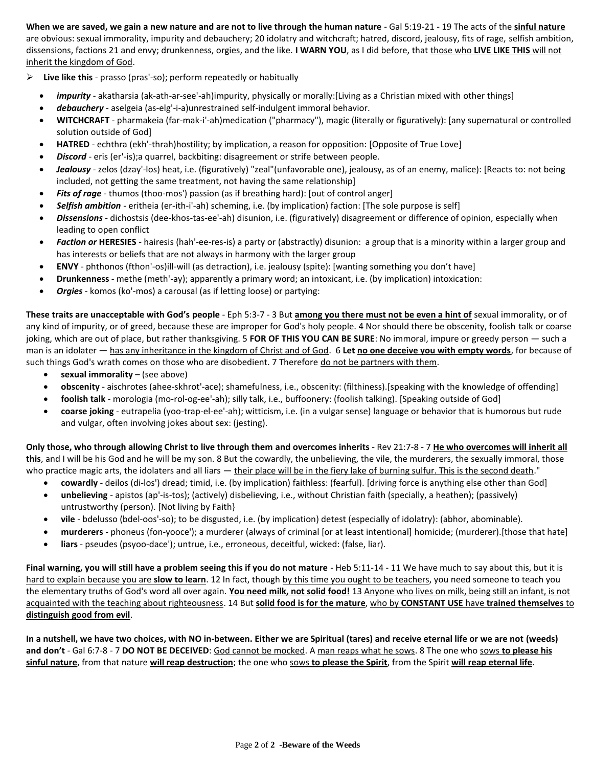**When we are saved, we gain a new nature and are not to live through the human nature** - Gal 5:19-21 - 19 The acts of the **<u>sinful nature</u>** are obvious: sexual immorality, impurity and debauchery; 20 idolatry and witchcraft; hatred, discord, jealousy, fits of rage, selfish ambition, dissensions, factions 21 and envy; drunkenness, orgies, and the like. **I WARN YOU**, as I did before, that <u>those who **LIVE LIKE THIS** will not inherit the kingdom of God</u>.

- **Live like this** - prasso (pras'-so); perform repeatedly or habitually
  - ***impurity*** - akatharsia (ak-ath-ar-see'-ah)impurity, physically or morally:[Living as a Christian mixed with other things]
  - ***debauchery*** - aselgeia (as-elg'-i-a)unrestrained self-indulgent immoral behavior.
  - **WITCHCRAFT** - pharmakeia (far-mak-i'-ah)medication ("pharmacy"), magic (literally or figuratively): [any supernatural or controlled solution outside of God]
  - **HATRED** - echthra (ekh'-thrah)hostility; by implication, a reason for opposition: [Opposite of True Love]
  - ***Discord*** - eris (er'-is);a quarrel, backbiting: disagreement or strife between people.
  - ***Jealousy*** - zelos (dzay'-los) heat, i.e. (figuratively) "zeal"(unfavorable one), jealousy, as of an enemy, malice): [Reacts to: not being included, not getting the same treatment, not having the same relationship]
  - ***Fits of rage*** - thumos (thoo-mos') passion (as if breathing hard): [out of control anger]
  - ***Selfish ambition*** - eritheia (er-ith-i'-ah) scheming, i.e. (by implication) faction: [The sole purpose is self]
  - ***Dissensions*** - dichostsis (dee-khos-tas-ee'-ah) disunion, i.e. (figuratively) disagreement or difference of opinion, especially when leading to open conflict
  - ***Faction or* HERESIES** - hairesis (hah'-ee-res-is) a party or (abstractly) disunion: a group that is a minority within a larger group and has interests or beliefs that are not always in harmony with the larger group
  - **ENVY** - phthonos (fthon'-os)ill-will (as detraction), i.e. jealousy (spite): [wanting something you don't have]
  - **Drunkenness** - methe (meth'-ay); apparently a primary word; an intoxicant, i.e. (by implication) intoxication:
  - ***Orgies*** - komos (ko'-mos) a carousal (as if letting loose) or partying:

**These traits are unacceptable with God's people** - Eph 5:3-7 - 3 But **<u>among you there must not be even a hint of</u>** sexual immorality, or of any kind of impurity, or of greed, because these are improper for God's holy people. 4 Nor should there be obscenity, foolish talk or coarse joking, which are out of place, but rather thanksgiving. 5 **FOR OF THIS YOU CAN BE SURE**: No immoral, impure or greedy person — such a man is an idolater — <u>has any inheritance in the kingdom of Christ and of God</u>. 6 **Let <u>no one deceive you with empty words</u>**, for because of such things God's wrath comes on those who are disobedient. 7 Therefore <u>do not be partners with them</u>.

- **sexual immorality** – (see above)
- **obscenity** - aischrotes (ahee-skhrot'-ace); shamefulness, i.e., obscenity: (filthiness).[speaking with the knowledge of offending]
- **foolish talk** - morologia (mo-rol-og-ee'-ah); silly talk, i.e., buffoonery: (foolish talking). [Speaking outside of God]
- **coarse joking** - eutrapelia (yoo-trap-el-ee'-ah); witticism, i.e. (in a vulgar sense) language or behavior that is humorous but rude and vulgar, often involving jokes about sex: (jesting).

**Only those, who through allowing Christ to live through them and overcomes inherits** - Rev 21:7-8 - 7 **<u>He who overcomes will inherit all this</u>**, and I will be his God and he will be my son. 8 But the cowardly, the unbelieving, the vile, the murderers, the sexually immoral, those who practice magic arts, the idolaters and all liars — <u>their place will be in the fiery lake of burning sulfur. This is the second death</u>."

- **cowardly** - deilos (di-los') dread; timid, i.e. (by implication) faithless: (fearful). [driving force is anything else other than God]
- **unbelieving** - apistos (ap'-is-tos); (actively) disbelieving, i.e., without Christian faith (specially, a heathen); (passively) untrustworthy (person). [Not living by Faith}
- **vile** - bdelusso (bdel-oos'-so); to be disgusted, i.e. (by implication) detest (especially of idolatry): (abhor, abominable).
- **murderers** - phoneus (fon-yooce'); a murderer (always of criminal [or at least intentional] homicide; (murderer).[those that hate]
- **liars** - pseudes (psyoo-dace'); untrue, i.e., erroneous, deceitful, wicked: (false, liar).

**Final warning, you will still have a problem seeing this if you do not mature** - Heb 5:11-14 - 11 We have much to say about this, but it is <u>hard to explain because you are **slow to learn**</u>. 12 In fact, though <u>by this time you ought to be teachers</u>, you need someone to teach you the elementary truths of God's word all over again. **<u>You need milk, not solid food!</u>** 13 <u>Anyone who lives on milk, being still an infant, is not acquainted with the teaching about righteousness</u>. 14 But **<u>solid food is for the mature</u>**, <u>who by **CONSTANT USE** have **trained themselves** to **distinguish good from evil**</u>.

**In a nutshell, we have two choices, with NO in-between. Either we are Spiritual (tares) and receive eternal life or we are not (weeds) and don't** - Gal 6:7-8 - 7 **DO NOT BE DECEIVED**: <u>God cannot be mocked</u>. A <u>man reaps what he sows</u>. 8 The one who <u>sows **to please his sinful nature**</u>, from that nature **<u>will reap destruction</u>**; the one who <u>sows **to please the Spirit**</u>, from the Spirit **<u>will reap eternal life</u>**.